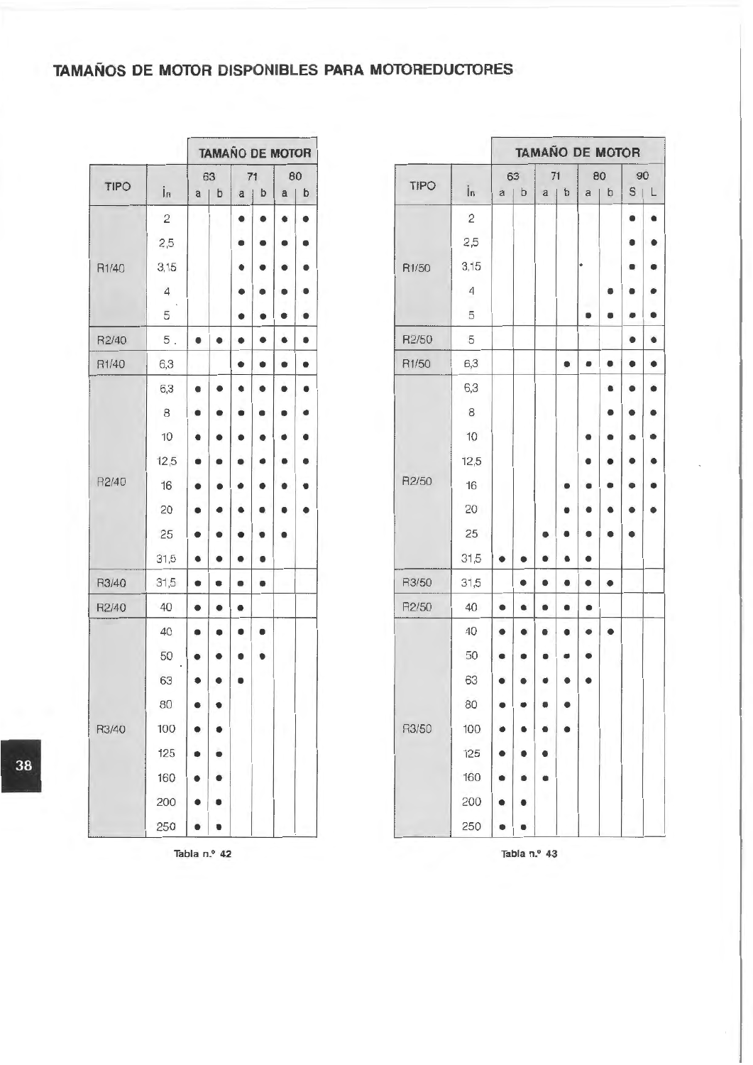## TAMAÑOS DE MOTOR DISPONIBLES PARA MOTOREDUCTORES

| TIPO | $i_n$ | TAMAÑO DE MOTOR | | | | | |
|---|---|---|---|---|---|---|---|
| | | 63 | | 71 | | 80 | |
| | | a | b | a | b | a | b |
| R1/40 | 2 | | | • | • | • | • |
| | 2,5 | | | • | • | • | • |
| | 3,15 | | | • | • | • | • |
| | 4 | | | • | • | • | • |
| | 5 | | | • | • | • | • |
| R2/40 | 5 | • | • | • | • | • | • |
| R1/40 | 6,3 | | | • | • | • | • |
| R2/40 | 6,3 | • | • | • | • | • | • |
| | 8 | • | • | • | • | • | • |
| | 10 | • | • | • | • | • | • |
| | 12,5 | • | • | • | • | • | • |
| | 16 | • | • | • | • | • | • |
| | 20 | • | • | • | • | • | • |
| | 25 | • | • | • | • | • | |
| | 31,5 | • | • | • | • | | |
| R3/40 | 31,5 | • | • | • | • | | |
| R2/40 | 40 | • | • | • | | | |
| R3/40 | 40 | • | • | • | • | | |
| | 50 | • | • | • | • | | |
| | 63 | • | • | • | | | |
| | 80 | • | • | | | | |
| | 100 | • | • | | | | |
| | 125 | • | • | | | | |
| | 160 | • | • | | | | |
| | 200 | • | • | | | | |
| | 250 | • | • | | | | |

Tabla n.º 42

| TIPO | $i_n$ | TAMAÑO DE MOTOR | | | | | | | |
|---|---|---|---|---|---|---|---|---|---|
| | | 63 | | 71 | | 80 | | 90 | |
| | | a | b | a | b | a | b | S | L |
| R1/50 | 2 | | | | | | | • | • |
| | 2,5 | | | | | | | • | • |
| | 3,15 | | | | | | | • | • |
| | 4 | | | | | | • | • | • |
| | 5 | | | | | • | • | • | • |
| R2/50 | 5 | | | | | | | • | • |
| R1/50 | 6,3 | | | | • | • | • | • | • |
| R2/50 | 6,3 | | | | | | • | • | • |
| | 8 | | | | | | • | • | • |
| | 10 | | | | | • | • | • | • |
| | 12,5 | | | | | • | • | • | • |
| | 16 | | | | • | • | • | • | • |
| | 20 | | | | • | • | • | • | • |
| | 25 | | | • | • | • | • | • | |
| | 31,5 | • | • | • | • | • | | | |
| R3/50 | 31,5 | | • | • | • | • | • | | |
| R2/50 | 40 | • | • | • | • | • | | | |
| R3/50 | 40 | • | • | • | • | • | • | | |
| | 50 | • | • | • | • | • | | | |
| | 63 | • | • | • | • | • | | | |
| | 80 | • | • | • | • | | | | |
| | 100 | • | • | • | • | | | | |
| | 125 | • | • | • | | | | | |
| | 160 | • | • | • | | | | | |
| | 200 | • | • | | | | | | |
| | 250 | • | • | | | | | | |

Tabla n.º 43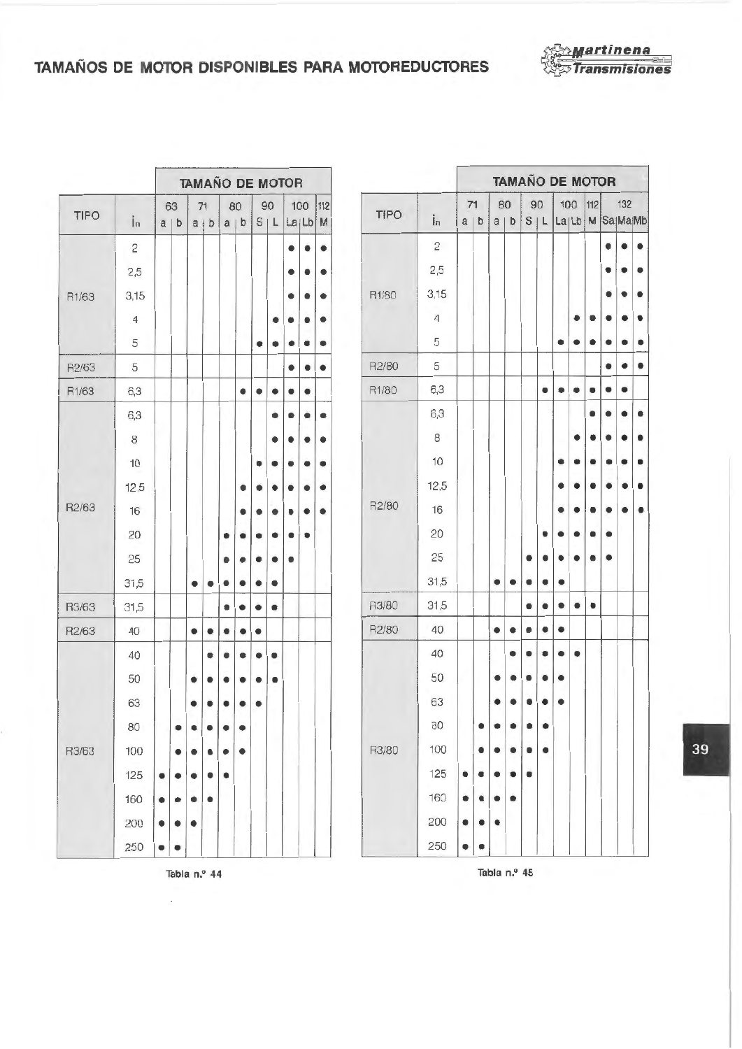# TAMAÑOS DE MOTOR DISPONIBLES PARA MOTOREDUCTORES

| TIPO | $i_n$ | TAMAÑO DE MOTOR | | | | | | | | | | |
|---|---|---|---|---|---|---|---|---|---|---|---|---|
| | | 63 | | 71 | | 80 | | 90 | | 100 | | 112 |
| | | a | b | a | b | a | b | S | L | La | Lb | M |
| R1/63 | 2 | | | | | | | | | ● | ● | ● |
| | 2,5 | | | | | | | | | ● | ● | ● |
| | 3,15 | | | | | | | | | ● | ● | ● |
| | 4 | | | | | | | | ● | ● | ● | ● |
| | 5 | | | | | | | ● | ● | ● | ● | ● |
| R2/63 | 5 | | | | | | | | | ● | ● | ● |
| R1/63 | 6,3 | | | | | | ● | ● | ● | ● | ● | |
| R2/63 | 6,3 | | | | | | | | ● | ● | ● | ● |
| | 8 | | | | | | | | ● | ● | ● | ● |
| | 10 | | | | | | | ● | ● | ● | ● | ● |
| | 12,5 | | | | | | ● | ● | ● | ● | ● | ● |
| | 16 | | | | | | ● | ● | ● | ● | ● | ● |
| | 20 | | | | | ● | ● | ● | ● | ● | ● | |
| | 25 | | | | | ● | ● | ● | ● | ● | | |
| | 31,5 | | | ● | ● | ● | ● | ● | ● | | | |
| R3/63 | 31,5 | | | | | ● | ● | ● | ● | | | |
| R2/63 | 40 | | | ● | ● | ● | ● | ● | | | | |
| R3/63 | 40 | | | | ● | ● | ● | ● | ● | | | |
| | 50 | | | ● | ● | ● | ● | ● | ● | | | |
| | 63 | | | ● | ● | ● | ● | ● | | | | |
| | 80 | | ● | ● | ● | ● | ● | | | | | |
| | 100 | | ● | ● | ● | ● | ● | | | | | |
| | 125 | ● | ● | ● | ● | ● | | | | | | |
| | 160 | ● | ● | ● | ● | | | | | | | |
| | 200 | ● | ● | ● | | | | | | | | |
| | 250 | ● | ● | | | | | | | | | |

Tabla n.º 44

| TIPO | $i_n$ | TAMAÑO DE MOTOR | | | | | | | | | | | |
|---|---|---|---|---|---|---|---|---|---|---|---|---|---|
| | | 71 | | 80 | | 90 | | 100 | | 112 | 132 | | |
| | | a | b | a | b | S | L | La | Lb | M | Sa | Ma | Mb |
| R1/80 | 2 | | | | | | | | | | ● | ● | ● |
| | 2,5 | | | | | | | | | | ● | ● | ● |
| | 3,15 | | | | | | | | | | ● | ● | ● |
| | 4 | | | | | | | | ● | ● | ● | ● | ● |
| | 5 | | | | | | | ● | ● | ● | ● | ● | ● |
| R2/80 | 5 | | | | | | | | | | ● | ● | ● |
| R1/80 | 6,3 | | | | | | ● | ● | ● | ● | ● | ● | |
| R2/80 | 6,3 | | | | | | | | | ● | ● | ● | ● |
| | 8 | | | | | | | | ● | ● | ● | ● | ● |
| | 10 | | | | | | | ● | ● | ● | ● | ● | ● |
| | 12,5 | | | | | | | ● | ● | ● | ● | ● | ● |
| | 16 | | | | | | | ● | ● | ● | ● | ● | ● |
| | 20 | | | | | | ● | ● | ● | ● | ● | | |
| | 25 | | | | | ● | ● | ● | ● | ● | ● | | |
| | 31,5 | | | ● | ● | ● | ● | ● | | | | | |
| R3/80 | 31,5 | | | | | ● | ● | ● | ● | ● | | | |
| R2/80 | 40 | | | ● | ● | ● | ● | ● | | | | | |
| R3/80 | 40 | | | | ● | ● | ● | ● | ● | | | | |
| | 50 | | | ● | ● | ● | ● | ● | | | | | |
| | 63 | | | ● | ● | ● | ● | ● | | | | | |
| | 80 | | ● | ● | ● | ● | ● | | | | | | |
| | 100 | | ● | ● | ● | ● | ● | | | | | | |
| | 125 | ● | ● | ● | ● | ● | | | | | | | |
| | 160 | ● | ● | ● | ● | | | | | | | | |
| | 200 | ● | ● | ● | | | | | | | | | |
| | 250 | ● | ● | | | | | | | | | | |

Tabla n.º 45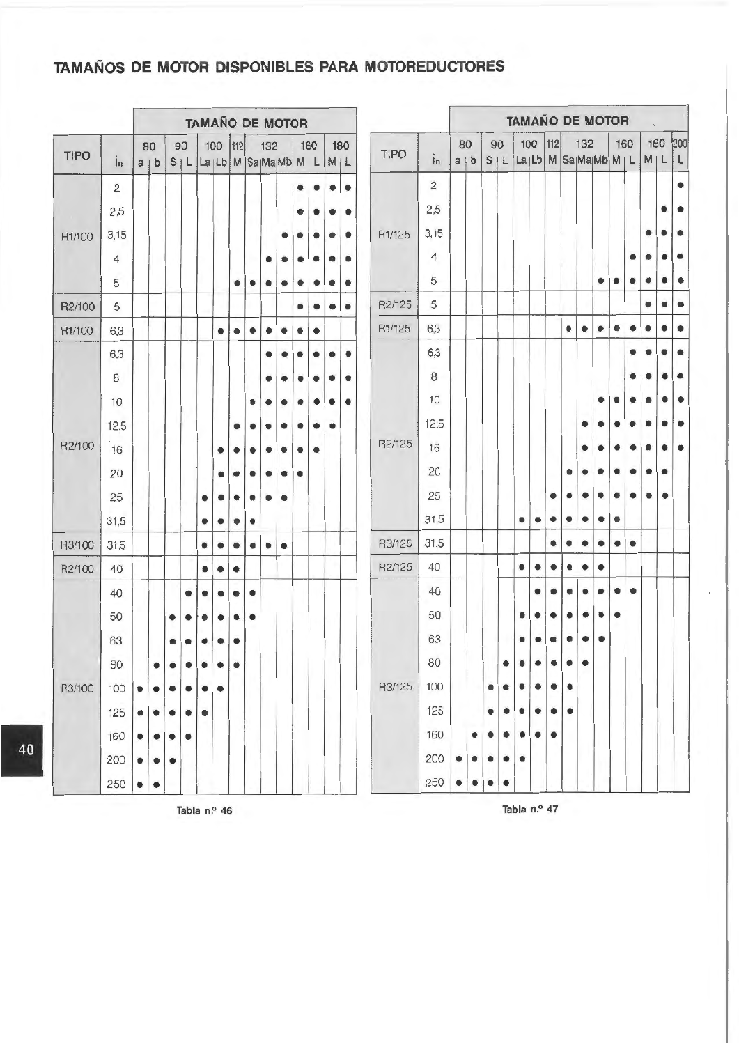# TAMAÑOS DE MOTOR DISPONIBLES PARA MOTOREDUCTORES

| TIPO | $i_n$ | TAMAÑO DE MOTOR | | | | | | | | | | | | | |
|---|---|---|---|---|---|---|---|---|---|---|---|---|---|---|---|
| | | 80 | | 90 | | 100 | | 112 | 132 | | | 160 | | 180 | |
| | | a | b | S | L | La | Lb | M | Sa | Ma | Mb | M | L | M | L |
| R1/100 | 2 | | | | | | | | | | | ● | ● | ● | ● |
| | 2,5 | | | | | | | | | | | ● | ● | ● | ● |
| | 3,15 | | | | | | | | | | ● | ● | ● | ● | ● |
| | 4 | | | | | | | | | ● | ● | ● | ● | ● | ● |
| | 5 | | | | | | | ● | ● | ● | ● | ● | ● | ● | ● |
| R2/100 | 5 | | | | | | | | | | | ● | ● | ● | ● |
| R1/100 | 6,3 | | | | | | ● | ● | ● | ● | ● | ● | ● | | |
| R2/100 | 6,3 | | | | | | | | | ● | ● | ● | ● | ● | ● |
| | 8 | | | | | | | | | ● | ● | ● | ● | ● | ● |
| | 10 | | | | | | | | ● | ● | ● | ● | ● | ● | ● |
| | 12,5 | | | | | | | ● | ● | ● | ● | ● | ● | ● | |
| | 16 | | | | | | ● | ● | ● | ● | ● | ● | ● | | |
| | 20 | | | | | | ● | ● | ● | ● | ● | ● | | | |
| | 25 | | | | | ● | ● | ● | ● | ● | ● | | | | |
| | 31,5 | | | | | ● | ● | ● | ● | | | | | | |
| R3/100 | 31,5 | | | | | ● | ● | ● | ● | ● | ● | | | | |
| R2/100 | 40 | | | | | ● | ● | ● | | | | | | | |
| R3/100 | 40 | | | | ● | ● | ● | ● | ● | | | | | | |
| | 50 | | | ● | ● | ● | ● | ● | ● | | | | | | |
| | 63 | | | ● | ● | ● | ● | ● | | | | | | | |
| | 80 | | ● | ● | ● | ● | ● | ● | | | | | | | |
| | 100 | ● | ● | ● | ● | ● | ● | | | | | | | | |
| | 125 | ● | ● | ● | ● | ● | | | | | | | | | |
| | 160 | ● | ● | ● | ● | | | | | | | | | | |
| | 200 | ● | ● | ● | | | | | | | | | | | |
| | 250 | ● | ● | | | | | | | | | | | | |

Tabla n.º 46

| TIPO | $i_n$ | TAMAÑO DE MOTOR | | | | | | | | | | | | | | |
|---|---|---|---|---|---|---|---|---|---|---|---|---|---|---|---|---|
| | | 80 | | 90 | | 100 | | 112 | 132 | | | 160 | | 180 | | 200 |
| | | a | b | S | L | La | Lb | M | Sa | Ma | Mb | M | L | M | L | L |
| R1/125 | 2 | | | | | | | | | | | | | | | ● |
| | 2,5 | | | | | | | | | | | | | | ● | ● |
| | 3,15 | | | | | | | | | | | | | ● | ● | ● |
| | 4 | | | | | | | | | | | | ● | ● | ● | ● |
| | 5 | | | | | | | | | | ● | ● | ● | ● | ● | ● |
| R2/125 | 5 | | | | | | | | | | | | | ● | ● | ● |
| R1/125 | 6,3 | | | | | | | | ● | ● | ● | ● | ● | ● | ● | ● |
| R2/125 | 6,3 | | | | | | | | | | | | ● | ● | ● | ● |
| | 8 | | | | | | | | | | | | ● | ● | ● | ● |
| | 10 | | | | | | | | | | ● | ● | ● | ● | ● | ● |
| | 12,5 | | | | | | | | | ● | ● | ● | ● | ● | ● | ● |
| | 16 | | | | | | | | | ● | ● | ● | ● | ● | ● | ● |
| | 20 | | | | | | | | ● | ● | ● | ● | ● | ● | ● | |
| | 25 | | | | | | | ● | ● | ● | ● | ● | ● | ● | ● | |
| | 31,5 | | | | | ● | ● | ● | ● | ● | ● | ● | | | | |
| R3/125 | 31,5 | | | | | | | ● | ● | ● | ● | ● | ● | | | |
| R2/125 | 40 | | | | | ● | ● | ● | ● | ● | ● | | | | | |
| R3/125 | 40 | | | | | | ● | ● | ● | ● | ● | ● | ● | | | |
| | 50 | | | | | ● | ● | ● | ● | ● | ● | ● | | | | |
| | 63 | | | | | ● | ● | ● | ● | ● | ● | | | | | |
| | 80 | | | | ● | ● | ● | ● | ● | ● | | | | | | |
| | 100 | | | ● | ● | ● | ● | ● | ● | | | | | | | |
| | 125 | | | ● | ● | ● | ● | ● | ● | | | | | | | |
| | 160 | | ● | ● | ● | ● | ● | ● | | | | | | | | |
| | 200 | ● | ● | ● | ● | ● | | | | | | | | | | |
| | 250 | ● | ● | ● | ● | | | | | | | | | | | |

Tabla n.º 47